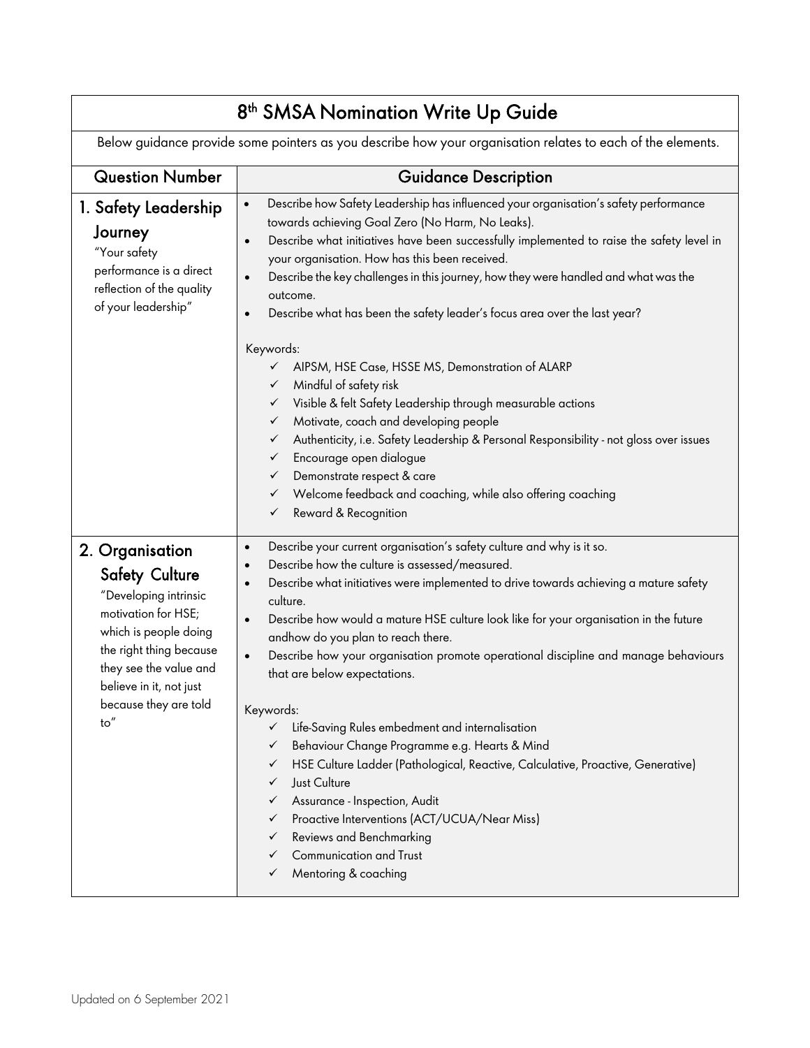# 8th SMSA Nomination Write Up Guide

Below guidance provide some pointers as you describe how your organisation relates to each of the elements.

| Question Number | Guidance Description |
|---|---|
| **1. Safety Leadership Journey**<br>"Your safety performance is a direct reflection of the quality of your leadership" | • Describe how Safety Leadership has influenced your organisation's safety performance towards achieving Goal Zero (No Harm, No Leaks).<br>• Describe what initiatives have been successfully implemented to raise the safety level in your organisation. How has this been received.<br>• Describe the key challenges in this journey, how they were handled and what was the outcome.<br>• Describe what has been the safety leader's focus area over the last year?<br><br>Keywords:<br>✓ AIPSM, HSE Case, HSSE MS, Demonstration of ALARP<br>✓ Mindful of safety risk<br>✓ Visible & felt Safety Leadership through measurable actions<br>✓ Motivate, coach and developing people<br>✓ Authenticity, i.e. Safety Leadership & Personal Responsibility - not gloss over issues<br>✓ Encourage open dialogue<br>✓ Demonstrate respect & care<br>✓ Welcome feedback and coaching, while also offering coaching<br>✓ Reward & Recognition |
| **2. Organisation Safety Culture**<br>"Developing intrinsic motivation for HSE; which is people doing the right thing because they see the value and believe in it, not just because they are told to" | • Describe your current organisation's safety culture and why is it so.<br>• Describe how the culture is assessed/measured.<br>• Describe what initiatives were implemented to drive towards achieving a mature safety culture.<br>• Describe how would a mature HSE culture look like for your organisation in the future andhow do you plan to reach there.<br>• Describe how your organisation promote operational discipline and manage behaviours that are below expectations.<br><br>Keywords:<br>✓ Life-Saving Rules embedment and internalisation<br>✓ Behaviour Change Programme e.g. Hearts & Mind<br>✓ HSE Culture Ladder (Pathological, Reactive, Calculative, Proactive, Generative)<br>✓ Just Culture<br>✓ Assurance - Inspection, Audit<br>✓ Proactive Interventions (ACT/UCUA/Near Miss)<br>✓ Reviews and Benchmarking<br>✓ Communication and Trust<br>✓ Mentoring & coaching |

Updated on 6 September 2021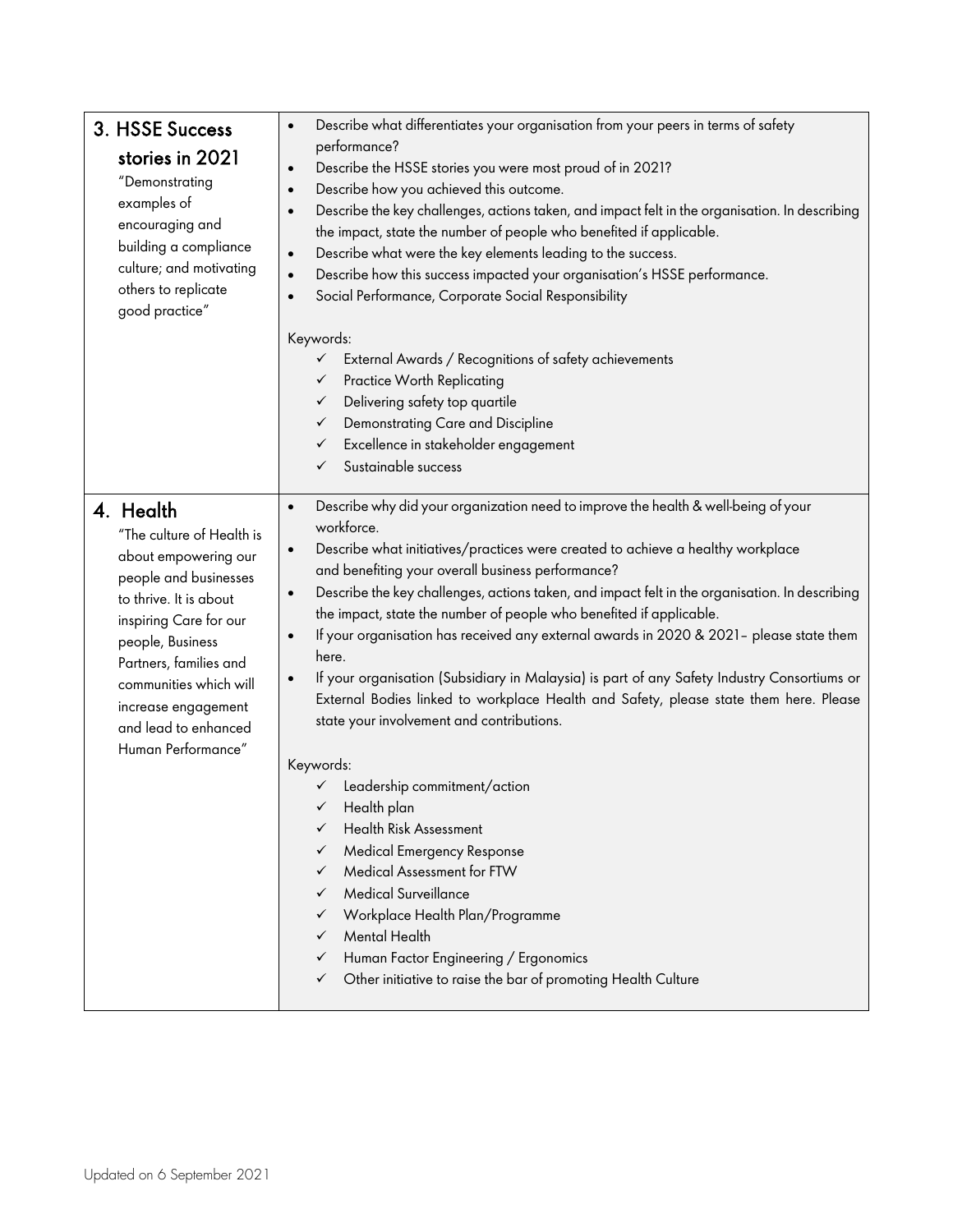| | |
|---|---|
| **3. HSSE Success stories in 2021**<br>"Demonstrating examples of encouraging and building a compliance culture; and motivating others to replicate good practice" | • Describe what differentiates your organisation from your peers in terms of safety performance?<br>• Describe the HSSE stories you were most proud of in 2021?<br>• Describe how you achieved this outcome.<br>• Describe the key challenges, actions taken, and impact felt in the organisation. In describing the impact, state the number of people who benefited if applicable.<br>• Describe what were the key elements leading to the success.<br>• Describe how this success impacted your organisation's HSSE performance.<br>• Social Performance, Corporate Social Responsibility<br><br>Keywords:<br>✓ External Awards / Recognitions of safety achievements<br>✓ Practice Worth Replicating<br>✓ Delivering safety top quartile<br>✓ Demonstrating Care and Discipline<br>✓ Excellence in stakeholder engagement<br>✓ Sustainable success |
| **4. Health**<br>"The culture of Health is about empowering our people and businesses to thrive. It is about inspiring Care for our people, Business Partners, families and communities which will increase engagement and lead to enhanced Human Performance" | • Describe why did your organization need to improve the health & well-being of your workforce.<br>• Describe what initiatives/practices were created to achieve a healthy workplace and benefiting your overall business performance?<br>• Describe the key challenges, actions taken, and impact felt in the organisation. In describing the impact, state the number of people who benefited if applicable.<br>• If your organisation has received any external awards in 2020 & 2021– please state them here.<br>• If your organisation (Subsidiary in Malaysia) is part of any Safety Industry Consortiums or External Bodies linked to workplace Health and Safety, please state them here. Please state your involvement and contributions.<br><br>Keywords:<br>✓ Leadership commitment/action<br>✓ Health plan<br>✓ Health Risk Assessment<br>✓ Medical Emergency Response<br>✓ Medical Assessment for FTW<br>✓ Medical Surveillance<br>✓ Workplace Health Plan/Programme<br>✓ Mental Health<br>✓ Human Factor Engineering / Ergonomics<br>✓ Other initiative to raise the bar of promoting Health Culture |

Updated on 6 September 2021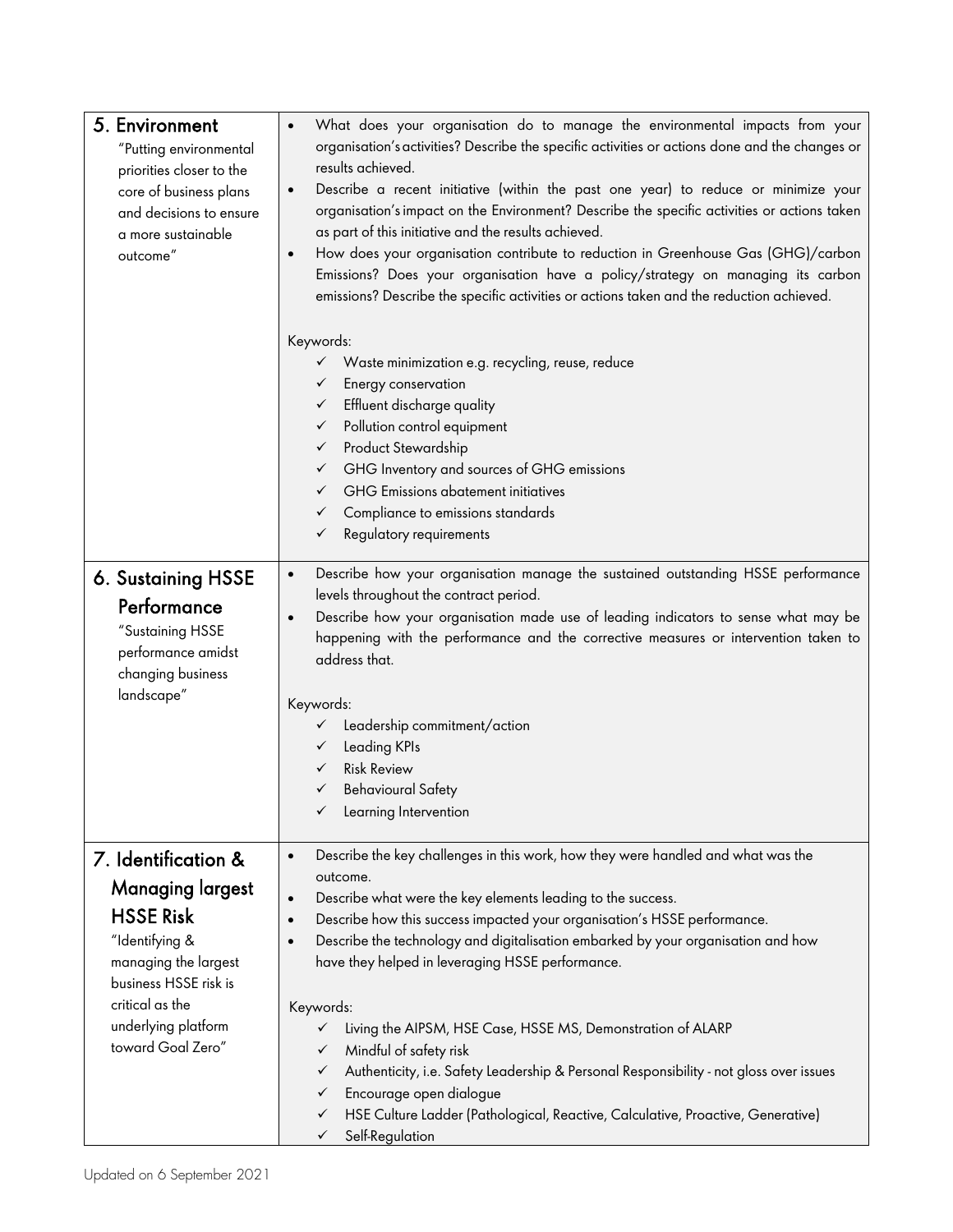| | |
|---|---|
| **5. Environment**<br>"Putting environmental priorities closer to the core of business plans and decisions to ensure a more sustainable outcome" | • What does your organisation do to manage the environmental impacts from your organisation's activities? Describe the specific activities or actions done and the changes or results achieved.<br>• Describe a recent initiative (within the past one year) to reduce or minimize your organisation's impact on the Environment? Describe the specific activities or actions taken as part of this initiative and the results achieved.<br>• How does your organisation contribute to reduction in Greenhouse Gas (GHG)/carbon Emissions? Does your organisation have a policy/strategy on managing its carbon emissions? Describe the specific activities or actions taken and the reduction achieved.<br><br>Keywords:<br>✓ Waste minimization e.g. recycling, reuse, reduce<br>✓ Energy conservation<br>✓ Effluent discharge quality<br>✓ Pollution control equipment<br>✓ Product Stewardship<br>✓ GHG Inventory and sources of GHG emissions<br>✓ GHG Emissions abatement initiatives<br>✓ Compliance to emissions standards<br>✓ Regulatory requirements |
| **6. Sustaining HSSE Performance**<br>"Sustaining HSSE performance amidst changing business landscape" | • Describe how your organisation manage the sustained outstanding HSSE performance levels throughout the contract period.<br>• Describe how your organisation made use of leading indicators to sense what may be happening with the performance and the corrective measures or intervention taken to address that.<br><br>Keywords:<br>✓ Leadership commitment/action<br>✓ Leading KPIs<br>✓ Risk Review<br>✓ Behavioural Safety<br>✓ Learning Intervention |
| **7. Identification & Managing largest HSSE Risk**<br>"Identifying & managing the largest business HSSE risk is critical as the underlying platform toward Goal Zero" | • Describe the key challenges in this work, how they were handled and what was the outcome.<br>• Describe what were the key elements leading to the success.<br>• Describe how this success impacted your organisation's HSSE performance.<br>• Describe the technology and digitalisation embarked by your organisation and how have they helped in leveraging HSSE performance.<br><br>Keywords:<br>✓ Living the AIPSM, HSE Case, HSSE MS, Demonstration of ALARP<br>✓ Mindful of safety risk<br>✓ Authenticity, i.e. Safety Leadership & Personal Responsibility - not gloss over issues<br>✓ Encourage open dialogue<br>✓ HSE Culture Ladder (Pathological, Reactive, Calculative, Proactive, Generative)<br>✓ Self-Regulation |

Updated on 6 September 2021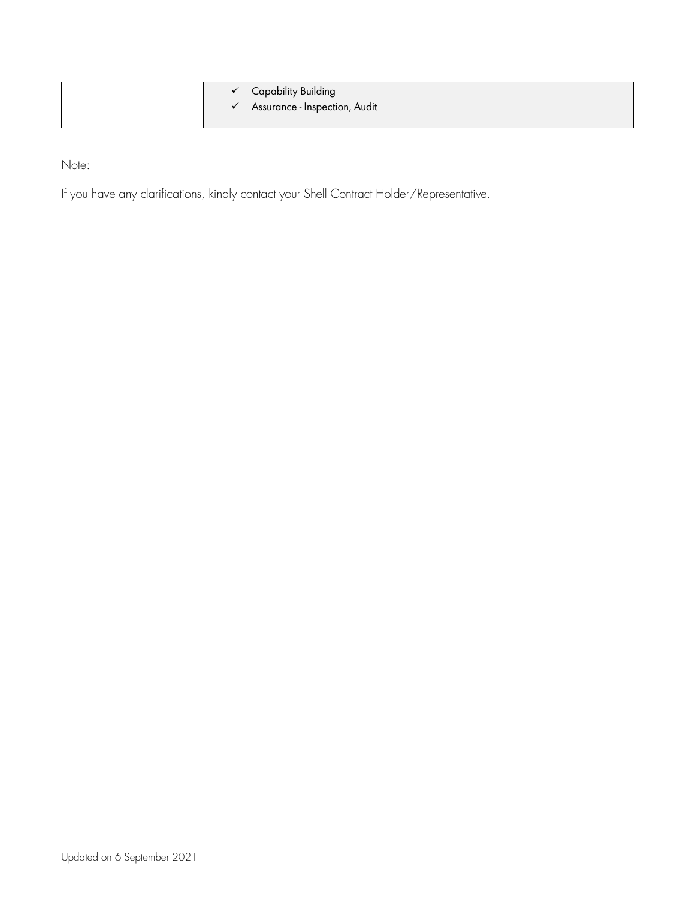| | |
|---|---|
| | ✓ Capability Building<br>✓ Assurance - Inspection, Audit |

Note:

If you have any clarifications, kindly contact your Shell Contract Holder/Representative.

Updated on 6 September 2021